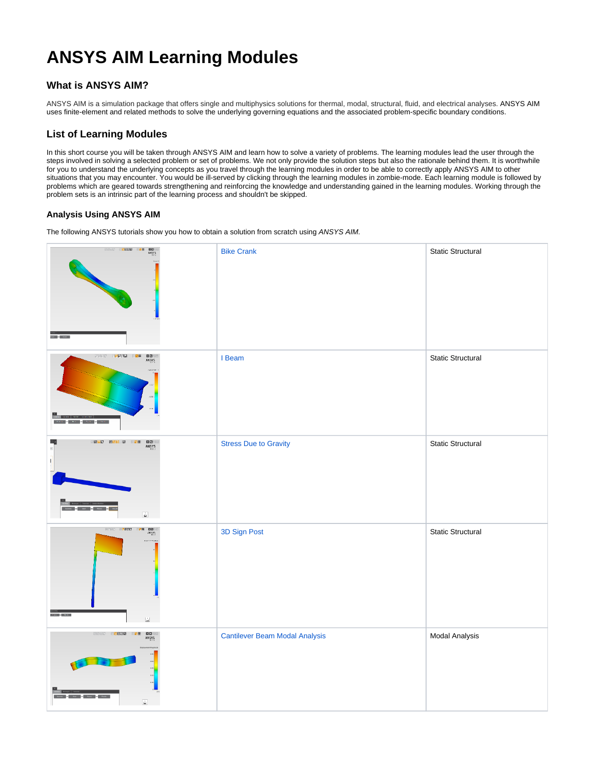# ANSYS AIM Learning Modules

## What is ANSYS AIM?

ANSYS AIM is a simulation package that offers single and multiphysics solutions for thermal, modal, structural, fluid, and electrical analyses. ANSYS AIM uses finite-element and related methods to solve the underlying governing equations and the associated problem-specific boundary conditions.

## List of Learning Modules

In this short course you will be taken through ANSYS AIM and learn how to solve a variety of problems. The learning modules lead the user through the steps involved in solving a selected problem or set of problems. We not only provide the solution steps but also the rationale behind them. It is worthwhile for you to understand the underlying concepts as you travel through the learning modules in order to be able to correctly apply ANSYS AIM to other situations that you may encounter. You would be ill-served by clicking through the learning modules in zombie-mode. Each learning module is followed by problems which are geared towards strengthening and reinforcing the knowledge and understanding gained in the learning modules. Working through the problem sets is an intrinsic part of the learning process and shouldn't be skipped.

### Analysis Using ANSYS AIM

The following ANSYS tutorials show you how to obtain a solution from scratch using *ANSYS AIM*.

| | | |
|---|---|---|
| | Bike Crank | Static Structural |
| | I Beam | Static Structural |
| | Stress Due to Gravity | Static Structural |
| | 3D Sign Post | Static Structural |
| | Cantilever Beam Modal Analysis | Modal Analysis |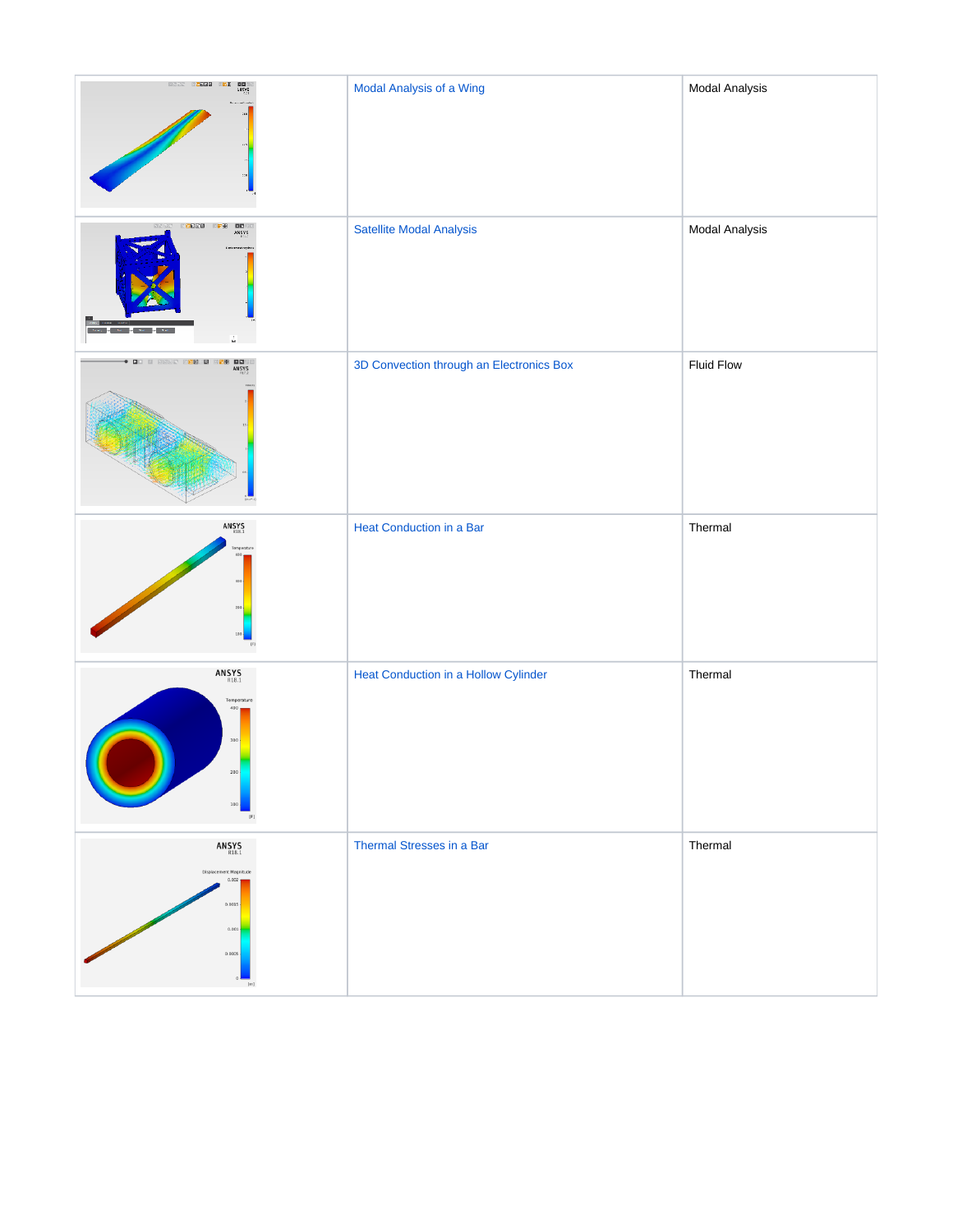| | | |
|---|---|---|
| | Modal Analysis of a Wing | Modal Analysis |
| | Satellite Modal Analysis | Modal Analysis |
| | 3D Convection through an Electronics Box | Fluid Flow |
| | Heat Conduction in a Bar | Thermal |
| | Heat Conduction in a Hollow Cylinder | Thermal |
| | Thermal Stresses in a Bar | Thermal |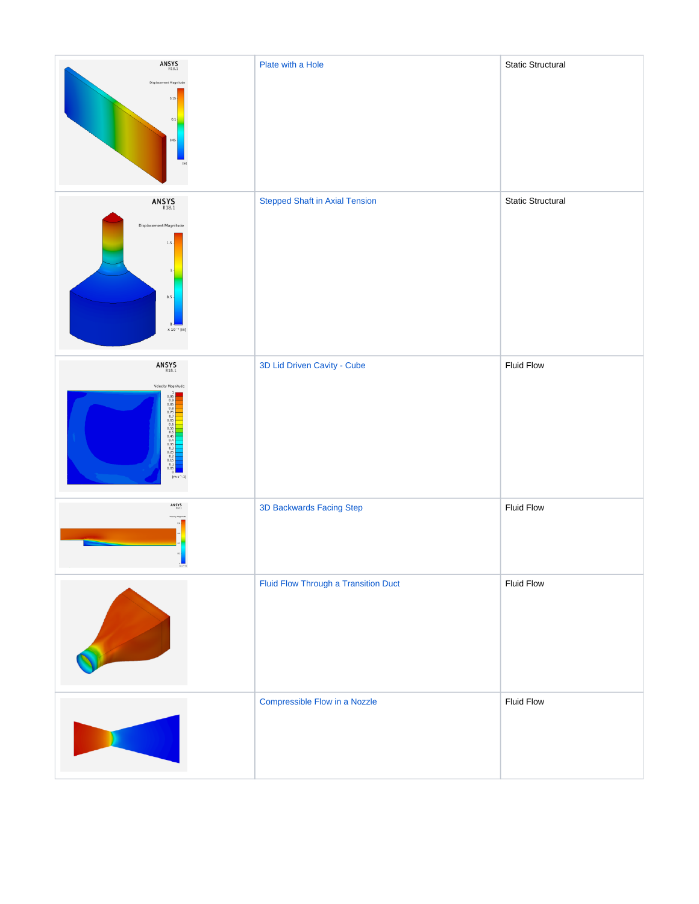|  | Plate with a Hole | Static Structural |
|---|---|---|
|  | Stepped Shaft in Axial Tension | Static Structural |
|  | 3D Lid Driven Cavity - Cube | Fluid Flow |
|  | 3D Backwards Facing Step | Fluid Flow |
|  | Fluid Flow Through a Transition Duct | Fluid Flow |
|  | Compressible Flow in a Nozzle | Fluid Flow |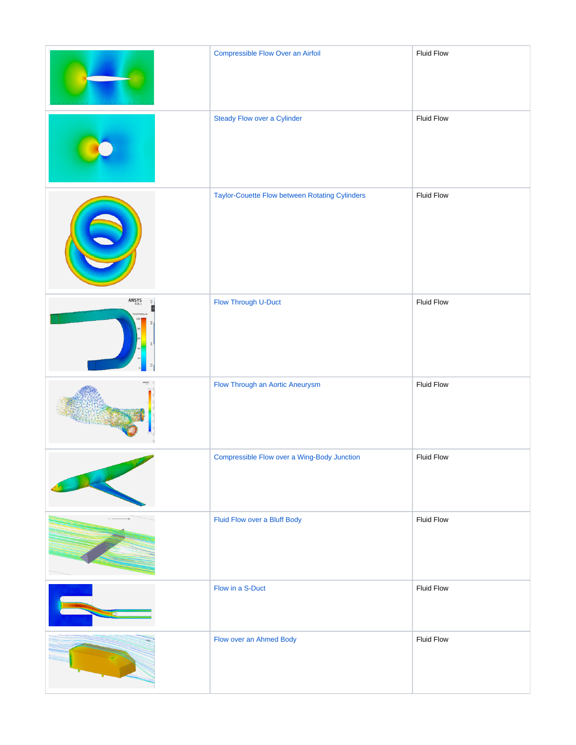| | | |
|---|---|---|
| | Compressible Flow Over an Airfoil | Fluid Flow |
| | Steady Flow over a Cylinder | Fluid Flow |
| | Taylor-Couette Flow between Rotating Cylinders | Fluid Flow |
| | Flow Through U-Duct | Fluid Flow |
| | Flow Through an Aortic Aneurysm | Fluid Flow |
| | Compressible Flow over a Wing-Body Junction | Fluid Flow |
| | Fluid Flow over a Bluff Body | Fluid Flow |
| | Flow in a S-Duct | Fluid Flow |
| | Flow over an Ahmed Body | Fluid Flow |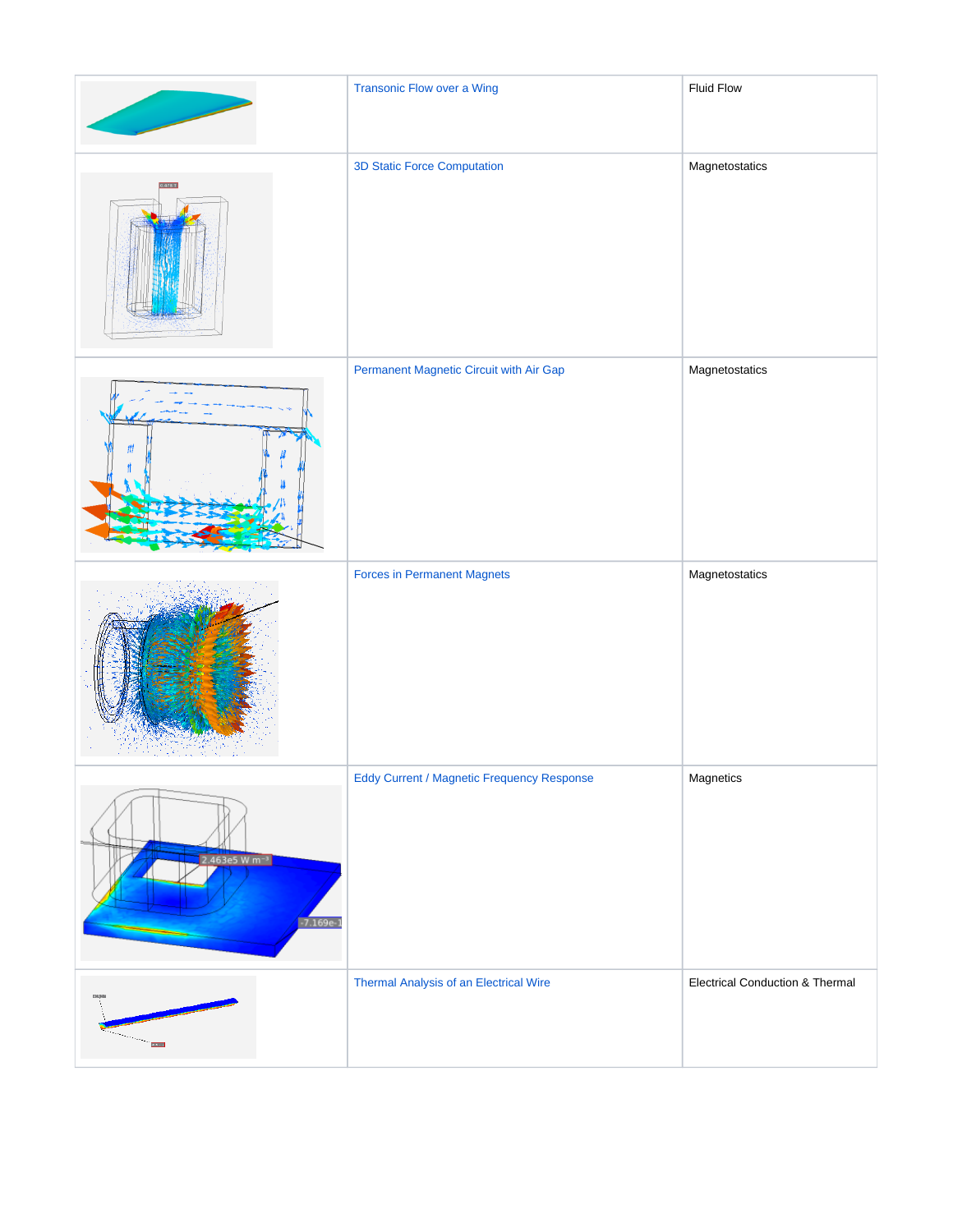| | | |
|---|---|---|
| | Transonic Flow over a Wing | Fluid Flow |
| | 3D Static Force Computation | Magnetostatics |
| | Permanent Magnetic Circuit with Air Gap | Magnetostatics |
| | Forces in Permanent Magnets | Magnetostatics |
| | Eddy Current / Magnetic Frequency Response | Magnetics |
| | Thermal Analysis of an Electrical Wire | Electrical Conduction & Thermal |